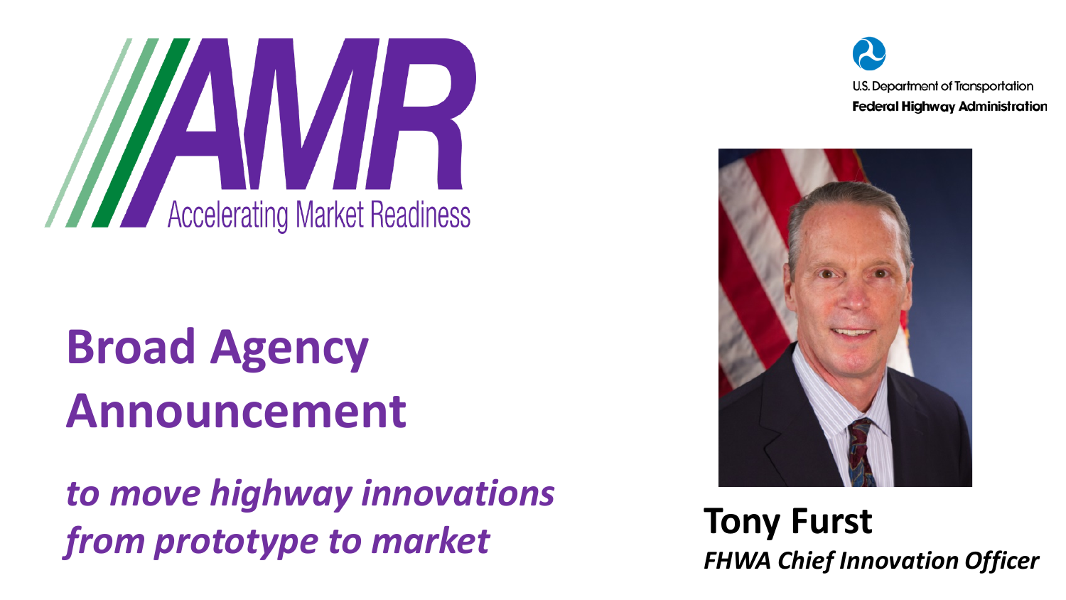# AMR

Accelerating Market Readiness

U.S. Department of Transportation
**Federal Highway Administration**

## Broad Agency Announcement

***to move highway innovations from prototype to market***

**Tony Furst**
***FHWA Chief Innovation Officer***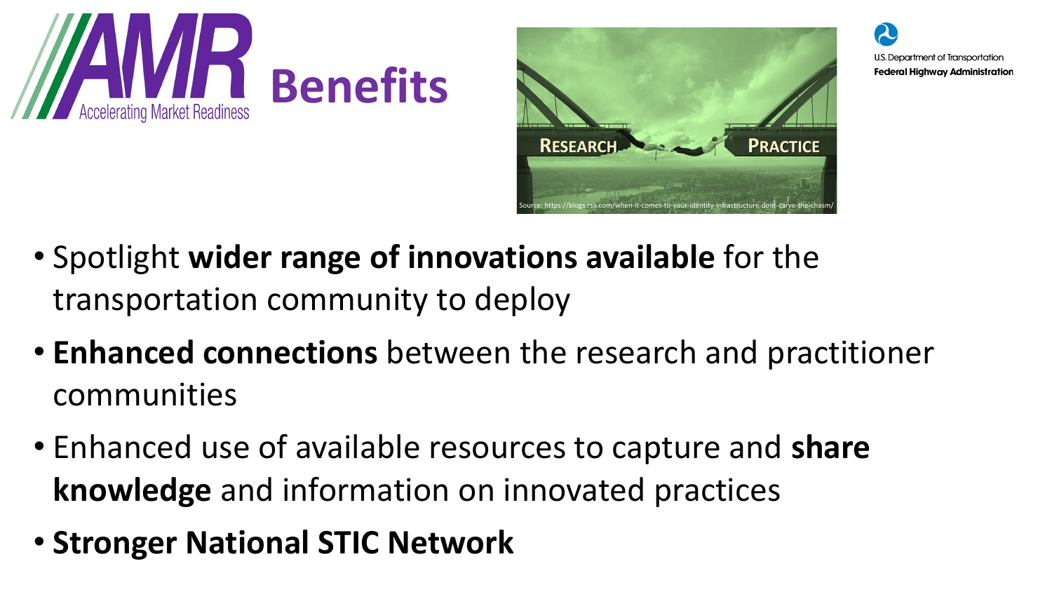# Benefits

- Spotlight **wider range of innovations available** for the transportation community to deploy
- **Enhanced connections** between the research and practitioner communities
- Enhanced use of available resources to capture and **share knowledge** and information on innovated practices
- **Stronger National STIC Network**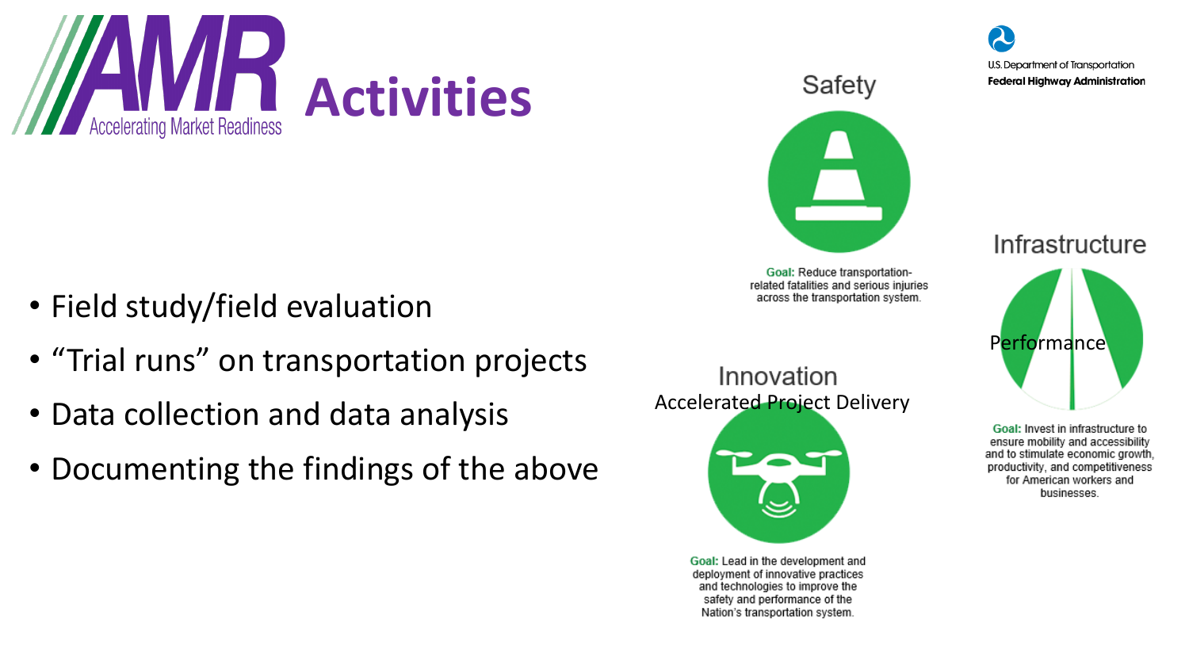# AMR Activities

Accelerating Market Readiness

U.S. Department of Transportation
Federal Highway Administration

- Field study/field evaluation
- "Trial runs" on transportation projects
- Data collection and data analysis
- Documenting the findings of the above

## Safety

**Goal:** Reduce transportation-related fatalities and serious injuries across the transportation system.

## Infrastructure

Performance

**Goal:** Invest in infrastructure to ensure mobility and accessibility and to stimulate economic growth, productivity, and competitiveness for American workers and businesses.

## Innovation

Accelerated Project Delivery

**Goal:** Lead in the development and deployment of innovative practices and technologies to improve the safety and performance of the Nation's transportation system.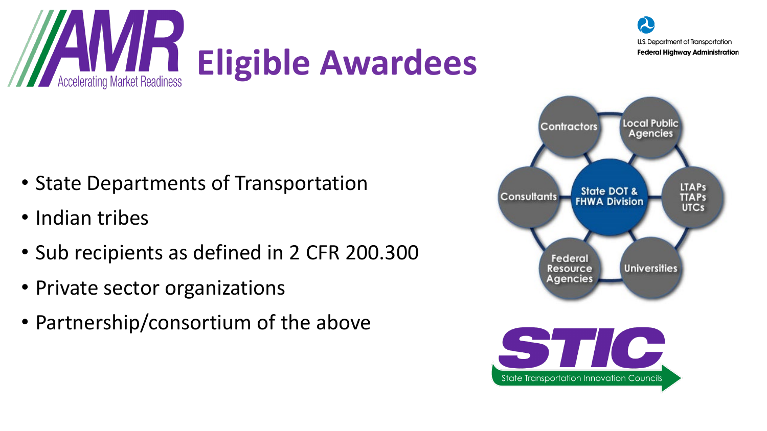# Eligible Awardees

- State Departments of Transportation
- Indian tribes
- Sub recipients as defined in 2 CFR 200.300
- Private sector organizations
- Partnership/consortium of the above

State DOT & FHWA Division

Contractors

Local Public Agencies

LTAPs TTAPs UTCs

Universities

Federal Resource Agencies

Consultants

STIC

State Transportation Innovation Councils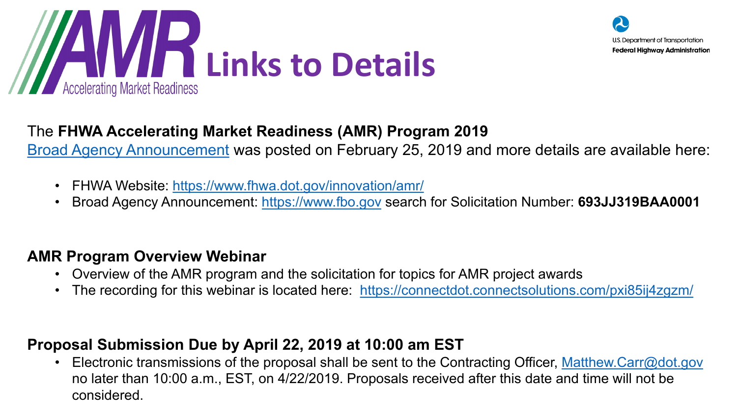# AMR Links to Details

Accelerating Market Readiness

U.S. Department of Transportation
Federal Highway Administration

The **FHWA Accelerating Market Readiness (AMR) Program 2019** Broad Agency Announcement was posted on February 25, 2019 and more details are available here:

- FHWA Website: https://www.fhwa.dot.gov/innovation/amr/
- Broad Agency Announcement: https://www.fbo.gov search for Solicitation Number: **693JJ319BAA0001**

**AMR Program Overview Webinar**

- Overview of the AMR program and the solicitation for topics for AMR project awards
- The recording for this webinar is located here: https://connectdot.connectsolutions.com/pxi85ij4zgzm/

**Proposal Submission Due by April 22, 2019 at 10:00 am EST**

- Electronic transmissions of the proposal shall be sent to the Contracting Officer, Matthew.Carr@dot.gov no later than 10:00 a.m., EST, on 4/22/2019. Proposals received after this date and time will not be considered.